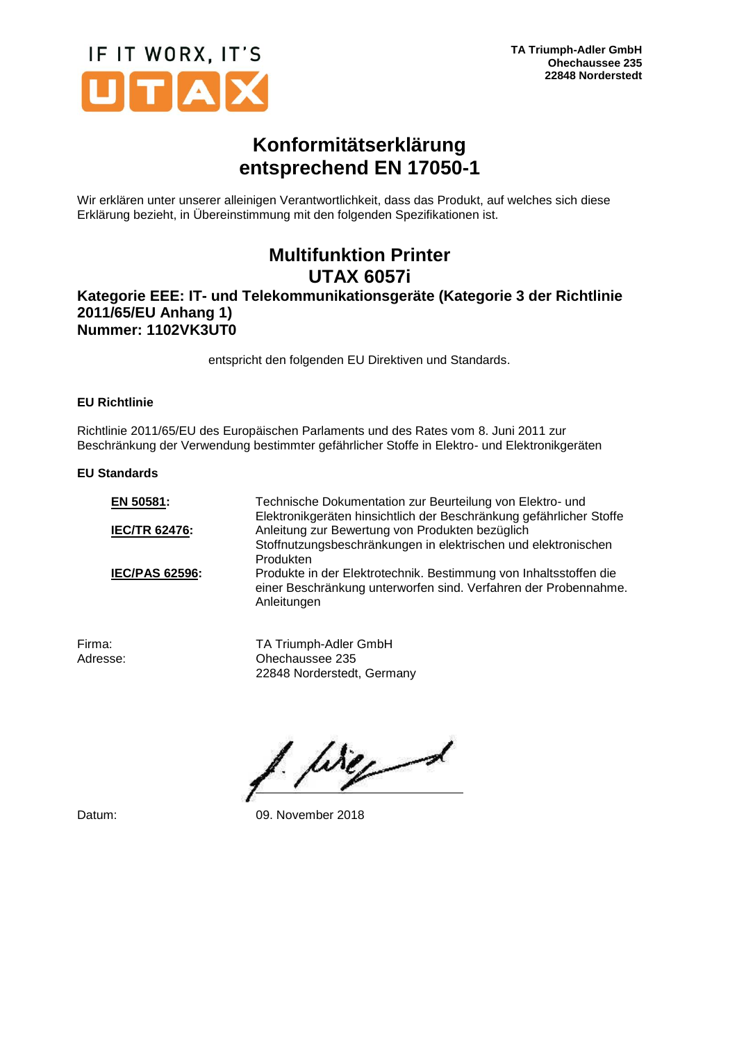IF IT WORX, IT'S UTAX

**TA Triumph-Adler GmbH**
**Ohechaussee 235**
**22848 Norderstedt**

# Konformitätserklärung entsprechend EN 17050-1

Wir erklären unter unserer alleinigen Verantwortlichkeit, dass das Produkt, auf welches sich diese Erklärung bezieht, in Übereinstimmung mit den folgenden Spezifikationen ist.

## Multifunktion Printer
## UTAX 6057i

**Kategorie EEE: IT- und Telekommunikationsgeräte (Kategorie 3 der Richtlinie 2011/65/EU Anhang 1)**
**Nummer: 1102VK3UT0**

entspricht den folgenden EU Direktiven und Standards.

**EU Richtlinie**

Richtlinie 2011/65/EU des Europäischen Parlaments und des Rates vom 8. Juni 2011 zur Beschränkung der Verwendung bestimmter gefährlicher Stoffe in Elektro- und Elektronikgeräten

**EU Standards**

| | |
|---|---|
| **EN 50581:** | Technische Dokumentation zur Beurteilung von Elektro- und Elektronikgeräten hinsichtlich der Beschränkung gefährlicher Stoffe |
| **IEC/TR 62476:** | Anleitung zur Bewertung von Produkten bezüglich Stoffnutzungsbeschränkungen in elektrischen und elektronischen Produkten |
| **IEC/PAS 62596:** | Produkte in der Elektrotechnik. Bestimmung von Inhaltsstoffen die einer Beschränkung unterworfen sind. Verfahren der Probennahme. Anleitungen |

Firma: TA Triumph-Adler GmbH
Adresse: Ohechaussee 235
22848 Norderstedt, Germany

Datum: 09. November 2018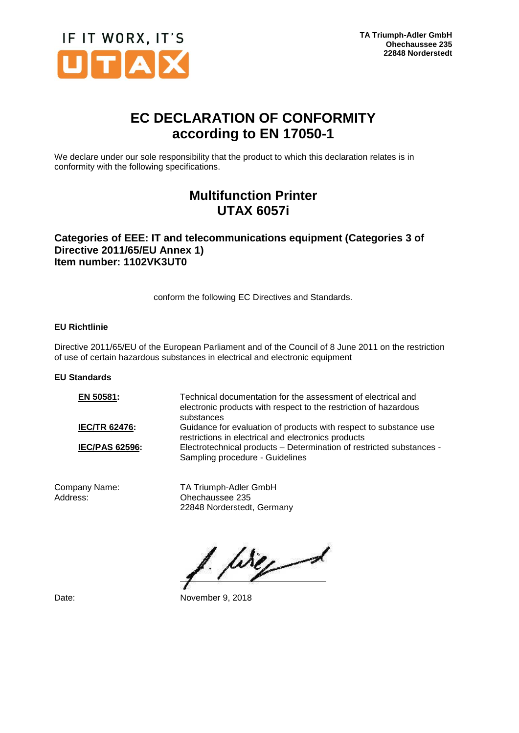IF IT WORX, IT'S UTAX

**TA Triumph-Adler GmbH**
**Ohechaussee 235**
**22848 Norderstedt**

# EC DECLARATION OF CONFORMITY according to EN 17050-1

We declare under our sole responsibility that the product to which this declaration relates is in conformity with the following specifications.

## Multifunction Printer UTAX 6057i

### Categories of EEE: IT and telecommunications equipment (Categories 3 of Directive 2011/65/EU Annex 1)
### Item number: 1102VK3UT0

conform the following EC Directives and Standards.

**EU Richtlinie**

Directive 2011/65/EU of the European Parliament and of the Council of 8 June 2011 on the restriction of use of certain hazardous substances in electrical and electronic equipment

**EU Standards**

| | |
|---|---|
| **EN 50581:** | Technical documentation for the assessment of electrical and electronic products with respect to the restriction of hazardous substances |
| **IEC/TR 62476:** | Guidance for evaluation of products with respect to substance use restrictions in electrical and electronics products |
| **IEC/PAS 62596:** | Electrotechnical products – Determination of restricted substances - Sampling procedure - Guidelines |

| | |
|---|---|
| Company Name: | TA Triumph-Adler GmbH |
| Address: | Ohechaussee 235<br>22848 Norderstedt, Germany |

Date: November 9, 2018